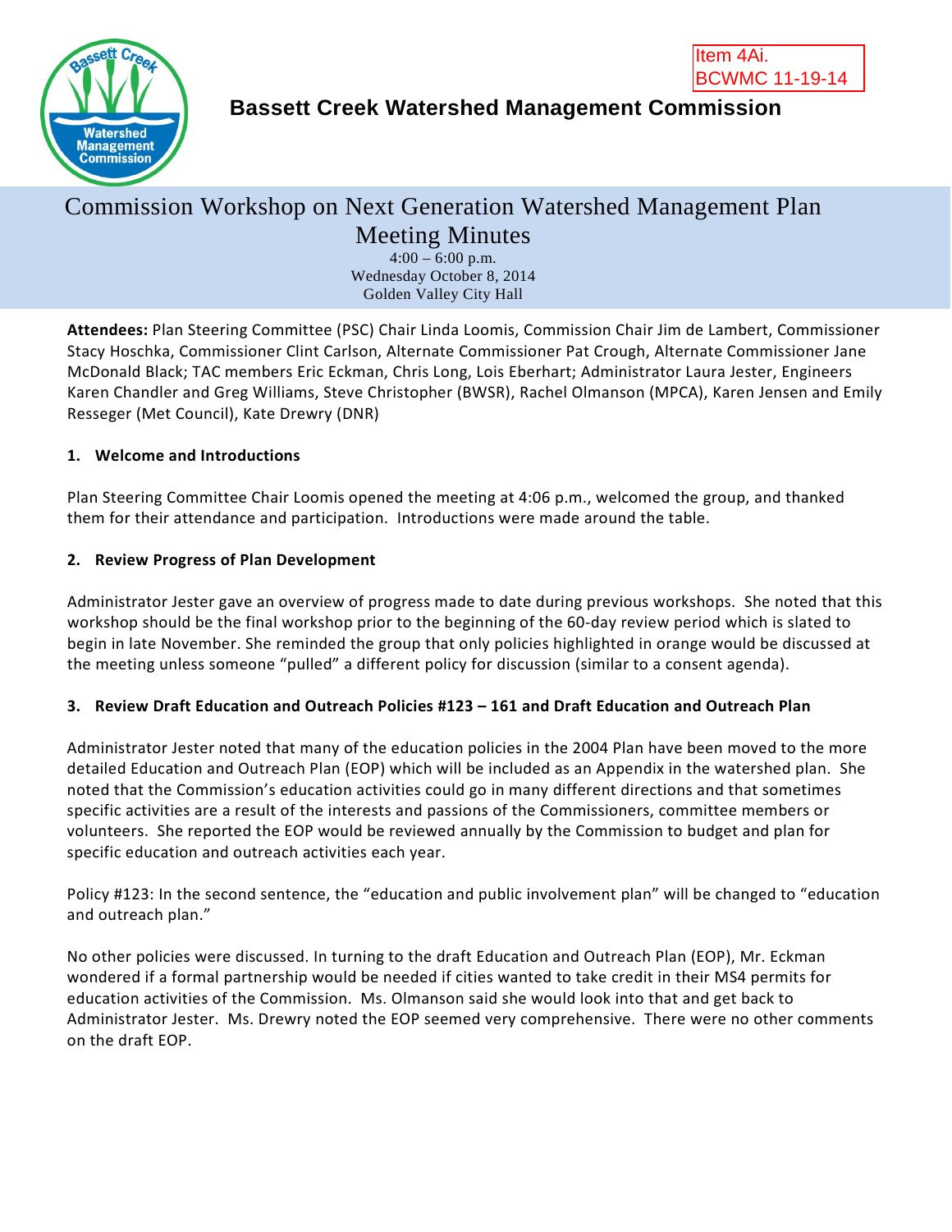Item 4Ai.
BCWMC 11-19-14

# Bassett Creek Watershed Management Commission

## Commission Workshop on Next Generation Watershed Management Plan
## Meeting Minutes

4:00 – 6:00 p.m.
Wednesday October 8, 2014
Golden Valley City Hall

**Attendees:** Plan Steering Committee (PSC) Chair Linda Loomis, Commission Chair Jim de Lambert, Commissioner Stacy Hoschka, Commissioner Clint Carlson, Alternate Commissioner Pat Crough, Alternate Commissioner Jane McDonald Black; TAC members Eric Eckman, Chris Long, Lois Eberhart; Administrator Laura Jester, Engineers Karen Chandler and Greg Williams, Steve Christopher (BWSR), Rachel Olmanson (MPCA), Karen Jensen and Emily Resseger (Met Council), Kate Drewry (DNR)

### 1. Welcome and Introductions

Plan Steering Committee Chair Loomis opened the meeting at 4:06 p.m., welcomed the group, and thanked them for their attendance and participation. Introductions were made around the table.

### 2. Review Progress of Plan Development

Administrator Jester gave an overview of progress made to date during previous workshops. She noted that this workshop should be the final workshop prior to the beginning of the 60-day review period which is slated to begin in late November. She reminded the group that only policies highlighted in orange would be discussed at the meeting unless someone "pulled" a different policy for discussion (similar to a consent agenda).

### 3. Review Draft Education and Outreach Policies #123 – 161 and Draft Education and Outreach Plan

Administrator Jester noted that many of the education policies in the 2004 Plan have been moved to the more detailed Education and Outreach Plan (EOP) which will be included as an Appendix in the watershed plan. She noted that the Commission's education activities could go in many different directions and that sometimes specific activities are a result of the interests and passions of the Commissioners, committee members or volunteers. She reported the EOP would be reviewed annually by the Commission to budget and plan for specific education and outreach activities each year.

Policy #123: In the second sentence, the "education and public involvement plan" will be changed to "education and outreach plan."

No other policies were discussed. In turning to the draft Education and Outreach Plan (EOP), Mr. Eckman wondered if a formal partnership would be needed if cities wanted to take credit in their MS4 permits for education activities of the Commission. Ms. Olmanson said she would look into that and get back to Administrator Jester. Ms. Drewry noted the EOP seemed very comprehensive. There were no other comments on the draft EOP.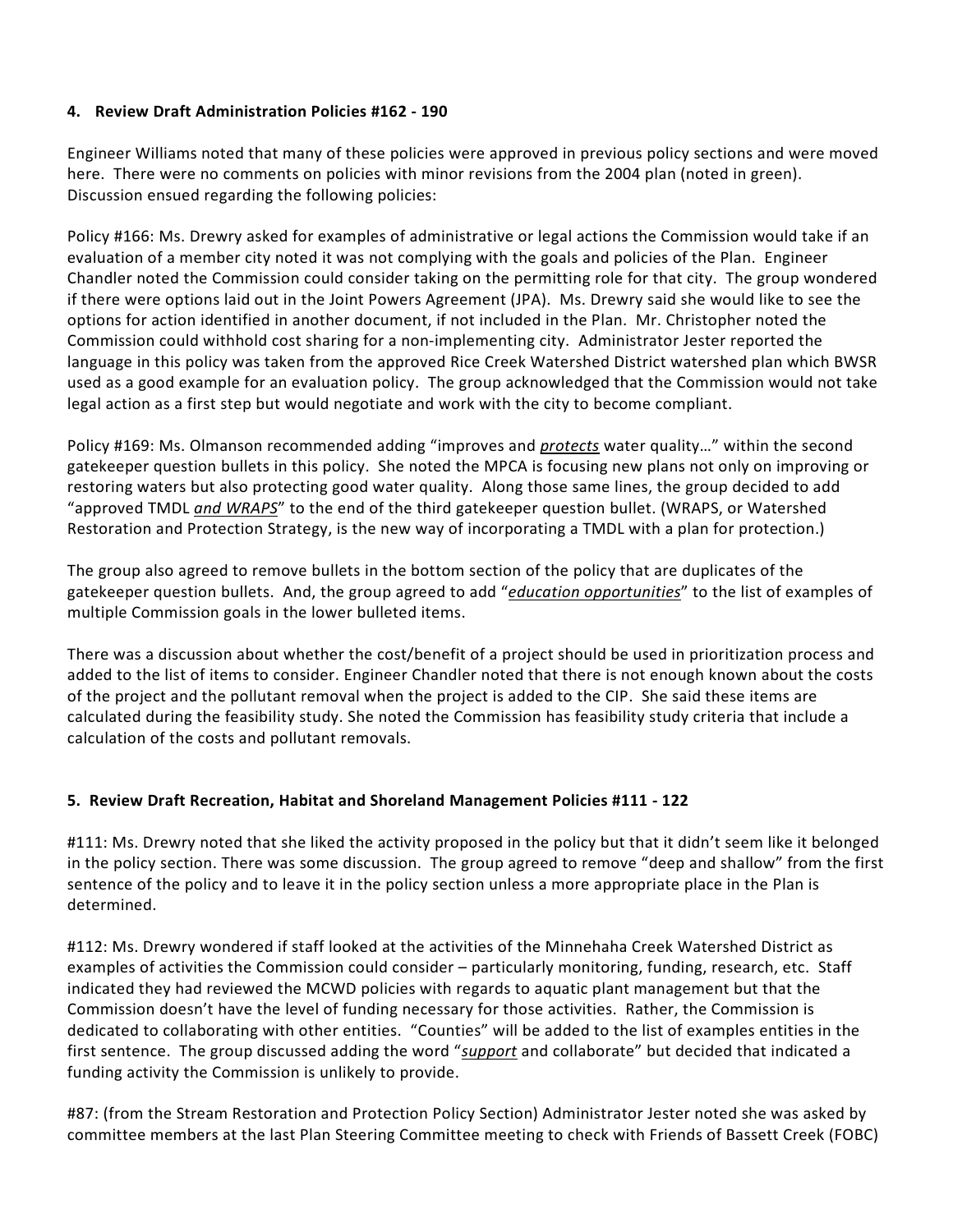**4. Review Draft Administration Policies #162 - 190**

Engineer Williams noted that many of these policies were approved in previous policy sections and were moved here. There were no comments on policies with minor revisions from the 2004 plan (noted in green). Discussion ensued regarding the following policies:

Policy #166: Ms. Drewry asked for examples of administrative or legal actions the Commission would take if an evaluation of a member city noted it was not complying with the goals and policies of the Plan. Engineer Chandler noted the Commission could consider taking on the permitting role for that city. The group wondered if there were options laid out in the Joint Powers Agreement (JPA). Ms. Drewry said she would like to see the options for action identified in another document, if not included in the Plan. Mr. Christopher noted the Commission could withhold cost sharing for a non-implementing city. Administrator Jester reported the language in this policy was taken from the approved Rice Creek Watershed District watershed plan which BWSR used as a good example for an evaluation policy. The group acknowledged that the Commission would not take legal action as a first step but would negotiate and work with the city to become compliant.

Policy #169: Ms. Olmanson recommended adding "improves and ***protects*** water quality…" within the second gatekeeper question bullets in this policy. She noted the MPCA is focusing new plans not only on improving or restoring waters but also protecting good water quality. Along those same lines, the group decided to add "approved TMDL ***and WRAPS***" to the end of the third gatekeeper question bullet. (WRAPS, or Watershed Restoration and Protection Strategy, is the new way of incorporating a TMDL with a plan for protection.)

The group also agreed to remove bullets in the bottom section of the policy that are duplicates of the gatekeeper question bullets. And, the group agreed to add "***education opportunities***" to the list of examples of multiple Commission goals in the lower bulleted items.

There was a discussion about whether the cost/benefit of a project should be used in prioritization process and added to the list of items to consider. Engineer Chandler noted that there is not enough known about the costs of the project and the pollutant removal when the project is added to the CIP. She said these items are calculated during the feasibility study. She noted the Commission has feasibility study criteria that include a calculation of the costs and pollutant removals.

**5. Review Draft Recreation, Habitat and Shoreland Management Policies #111 - 122**

#111: Ms. Drewry noted that she liked the activity proposed in the policy but that it didn't seem like it belonged in the policy section. There was some discussion. The group agreed to remove "deep and shallow" from the first sentence of the policy and to leave it in the policy section unless a more appropriate place in the Plan is determined.

#112: Ms. Drewry wondered if staff looked at the activities of the Minnehaha Creek Watershed District as examples of activities the Commission could consider – particularly monitoring, funding, research, etc. Staff indicated they had reviewed the MCWD policies with regards to aquatic plant management but that the Commission doesn't have the level of funding necessary for those activities. Rather, the Commission is dedicated to collaborating with other entities. "Counties" will be added to the list of examples entities in the first sentence. The group discussed adding the word "***support*** and collaborate" but decided that indicated a funding activity the Commission is unlikely to provide.

#87: (from the Stream Restoration and Protection Policy Section) Administrator Jester noted she was asked by committee members at the last Plan Steering Committee meeting to check with Friends of Bassett Creek (FOBC)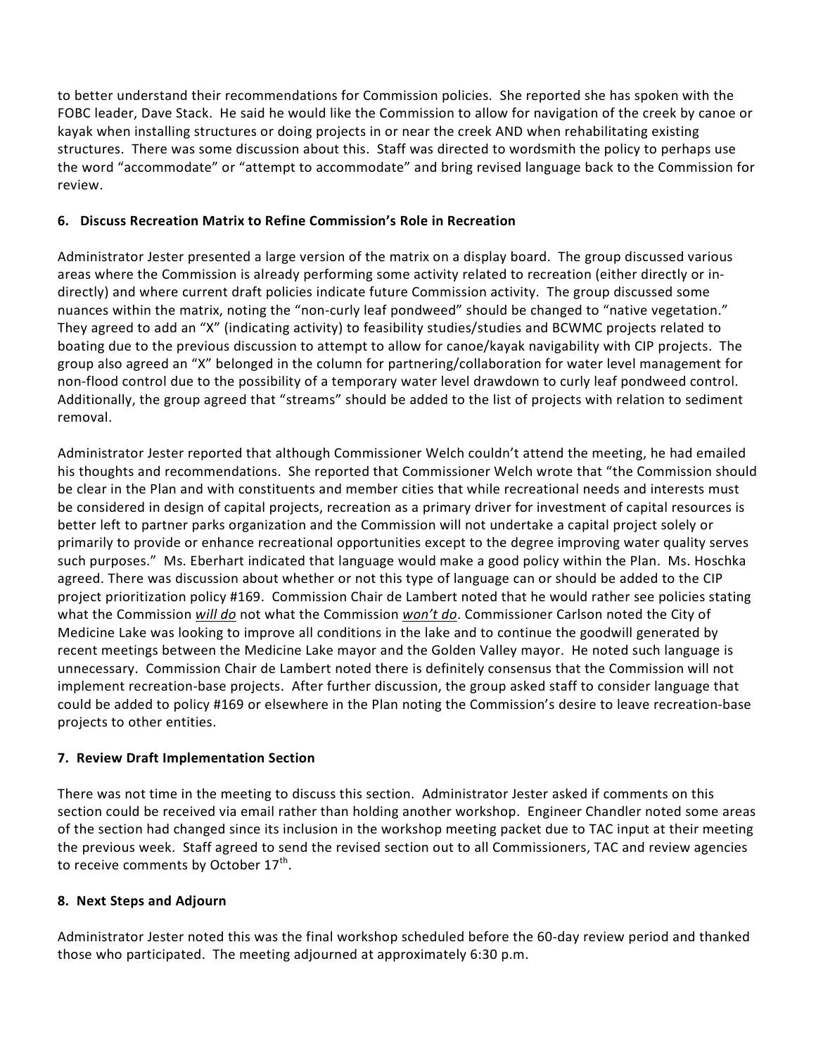to better understand their recommendations for Commission policies. She reported she has spoken with the FOBC leader, Dave Stack. He said he would like the Commission to allow for navigation of the creek by canoe or kayak when installing structures or doing projects in or near the creek AND when rehabilitating existing structures. There was some discussion about this. Staff was directed to wordsmith the policy to perhaps use the word "accommodate" or "attempt to accommodate" and bring revised language back to the Commission for review.

**6. Discuss Recreation Matrix to Refine Commission's Role in Recreation**

Administrator Jester presented a large version of the matrix on a display board. The group discussed various areas where the Commission is already performing some activity related to recreation (either directly or indirectly) and where current draft policies indicate future Commission activity. The group discussed some nuances within the matrix, noting the "non-curly leaf pondweed" should be changed to "native vegetation." They agreed to add an "X" (indicating activity) to feasibility studies/studies and BCWMC projects related to boating due to the previous discussion to attempt to allow for canoe/kayak navigability with CIP projects. The group also agreed an "X" belonged in the column for partnering/collaboration for water level management for non-flood control due to the possibility of a temporary water level drawdown to curly leaf pondweed control. Additionally, the group agreed that "streams" should be added to the list of projects with relation to sediment removal.

Administrator Jester reported that although Commissioner Welch couldn't attend the meeting, he had emailed his thoughts and recommendations. She reported that Commissioner Welch wrote that "the Commission should be clear in the Plan and with constituents and member cities that while recreational needs and interests must be considered in design of capital projects, recreation as a primary driver for investment of capital resources is better left to partner parks organization and the Commission will not undertake a capital project solely or primarily to provide or enhance recreational opportunities except to the degree improving water quality serves such purposes." Ms. Eberhart indicated that language would make a good policy within the Plan. Ms. Hoschka agreed. There was discussion about whether or not this type of language can or should be added to the CIP project prioritization policy #169. Commission Chair de Lambert noted that he would rather see policies stating what the Commission ***will do*** not what the Commission ***won't do***. Commissioner Carlson noted the City of Medicine Lake was looking to improve all conditions in the lake and to continue the goodwill generated by recent meetings between the Medicine Lake mayor and the Golden Valley mayor. He noted such language is unnecessary. Commission Chair de Lambert noted there is definitely consensus that the Commission will not implement recreation-base projects. After further discussion, the group asked staff to consider language that could be added to policy #169 or elsewhere in the Plan noting the Commission's desire to leave recreation-base projects to other entities.

**7. Review Draft Implementation Section**

There was not time in the meeting to discuss this section. Administrator Jester asked if comments on this section could be received via email rather than holding another workshop. Engineer Chandler noted some areas of the section had changed since its inclusion in the workshop meeting packet due to TAC input at their meeting the previous week. Staff agreed to send the revised section out to all Commissioners, TAC and review agencies to receive comments by October 17th.

**8. Next Steps and Adjourn**

Administrator Jester noted this was the final workshop scheduled before the 60-day review period and thanked those who participated. The meeting adjourned at approximately 6:30 p.m.